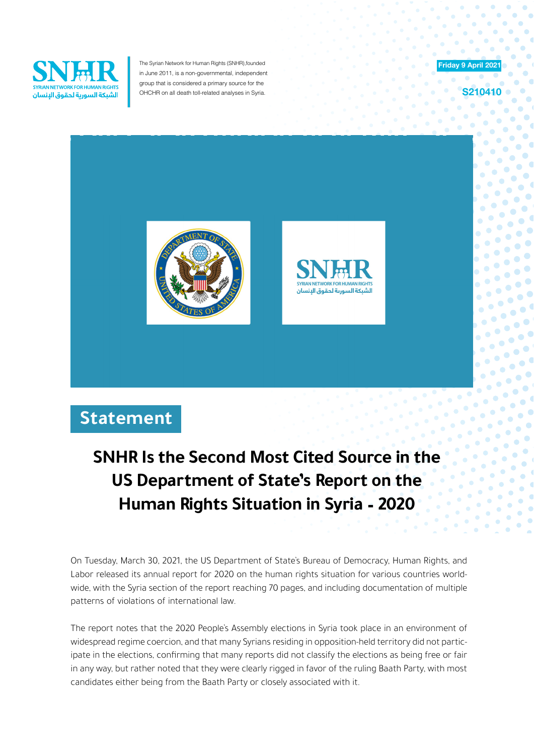The Syrian Network for Human Rights (SNHR),founded in June 2011, is a non-governmental, independent group that is considered a primary source for the OHCHR on all death toll-related analyses in Syria.

Friday 9 April 2021

S210410

## Statement

# SNHR Is the Second Most Cited Source in the US Department of State's Report on the Human Rights Situation in Syria - 2020

On Tuesday, March 30, 2021, the US Department of State's Bureau of Democracy, Human Rights, and Labor released its annual report for 2020 on the human rights situation for various countries worldwide, with the Syria section of the report reaching 70 pages, and including documentation of multiple patterns of violations of international law.

The report notes that the 2020 People's Assembly elections in Syria took place in an environment of widespread regime coercion, and that many Syrians residing in opposition-held territory did not participate in the elections, confirming that many reports did not classify the elections as being free or fair in any way, but rather noted that they were clearly rigged in favor of the ruling Baath Party, with most candidates either being from the Baath Party or closely associated with it.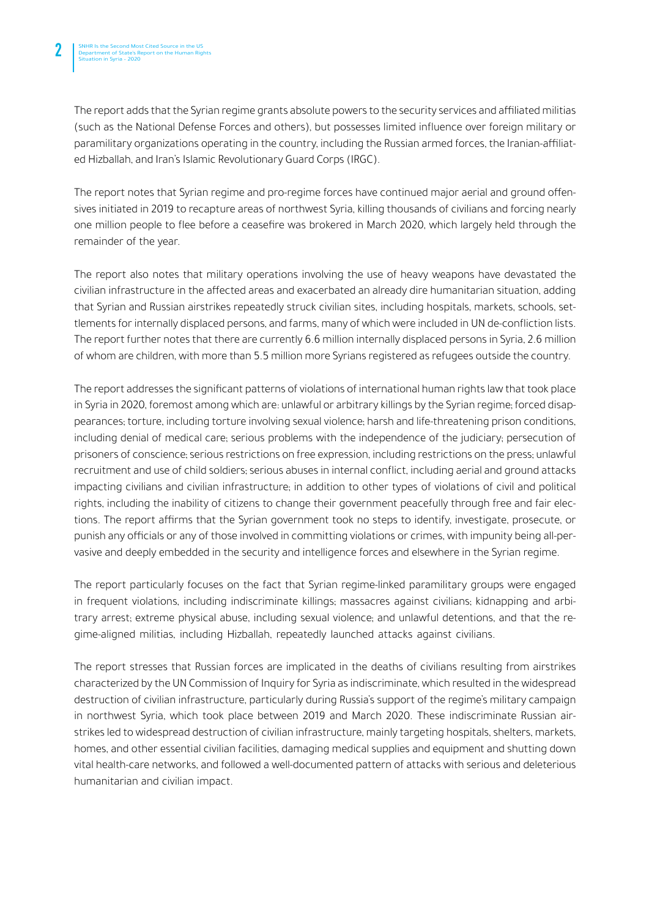The report adds that the Syrian regime grants absolute powers to the security services and affiliated militias (such as the National Defense Forces and others), but possesses limited influence over foreign military or paramilitary organizations operating in the country, including the Russian armed forces, the Iranian-affiliated Hizballah, and Iran's Islamic Revolutionary Guard Corps (IRGC).

The report notes that Syrian regime and pro-regime forces have continued major aerial and ground offensives initiated in 2019 to recapture areas of northwest Syria, killing thousands of civilians and forcing nearly one million people to flee before a ceasefire was brokered in March 2020, which largely held through the remainder of the year.

The report also notes that military operations involving the use of heavy weapons have devastated the civilian infrastructure in the affected areas and exacerbated an already dire humanitarian situation, adding that Syrian and Russian airstrikes repeatedly struck civilian sites, including hospitals, markets, schools, settlements for internally displaced persons, and farms, many of which were included in UN de-confliction lists. The report further notes that there are currently 6.6 million internally displaced persons in Syria, 2.6 million of whom are children, with more than 5.5 million more Syrians registered as refugees outside the country.

The report addresses the significant patterns of violations of international human rights law that took place in Syria in 2020, foremost among which are: unlawful or arbitrary killings by the Syrian regime; forced disappearances; torture, including torture involving sexual violence; harsh and life-threatening prison conditions, including denial of medical care; serious problems with the independence of the judiciary; persecution of prisoners of conscience; serious restrictions on free expression, including restrictions on the press; unlawful recruitment and use of child soldiers; serious abuses in internal conflict, including aerial and ground attacks impacting civilians and civilian infrastructure; in addition to other types of violations of civil and political rights, including the inability of citizens to change their government peacefully through free and fair elections. The report affirms that the Syrian government took no steps to identify, investigate, prosecute, or punish any officials or any of those involved in committing violations or crimes, with impunity being all-pervasive and deeply embedded in the security and intelligence forces and elsewhere in the Syrian regime.

The report particularly focuses on the fact that Syrian regime-linked paramilitary groups were engaged in frequent violations, including indiscriminate killings; massacres against civilians; kidnapping and arbitrary arrest; extreme physical abuse, including sexual violence; and unlawful detentions, and that the regime-aligned militias, including Hizballah, repeatedly launched attacks against civilians.

The report stresses that Russian forces are implicated in the deaths of civilians resulting from airstrikes characterized by the UN Commission of Inquiry for Syria as indiscriminate, which resulted in the widespread destruction of civilian infrastructure, particularly during Russia's support of the regime's military campaign in northwest Syria, which took place between 2019 and March 2020. These indiscriminate Russian airstrikes led to widespread destruction of civilian infrastructure, mainly targeting hospitals, shelters, markets, homes, and other essential civilian facilities, damaging medical supplies and equipment and shutting down vital health-care networks, and followed a well-documented pattern of attacks with serious and deleterious humanitarian and civilian impact.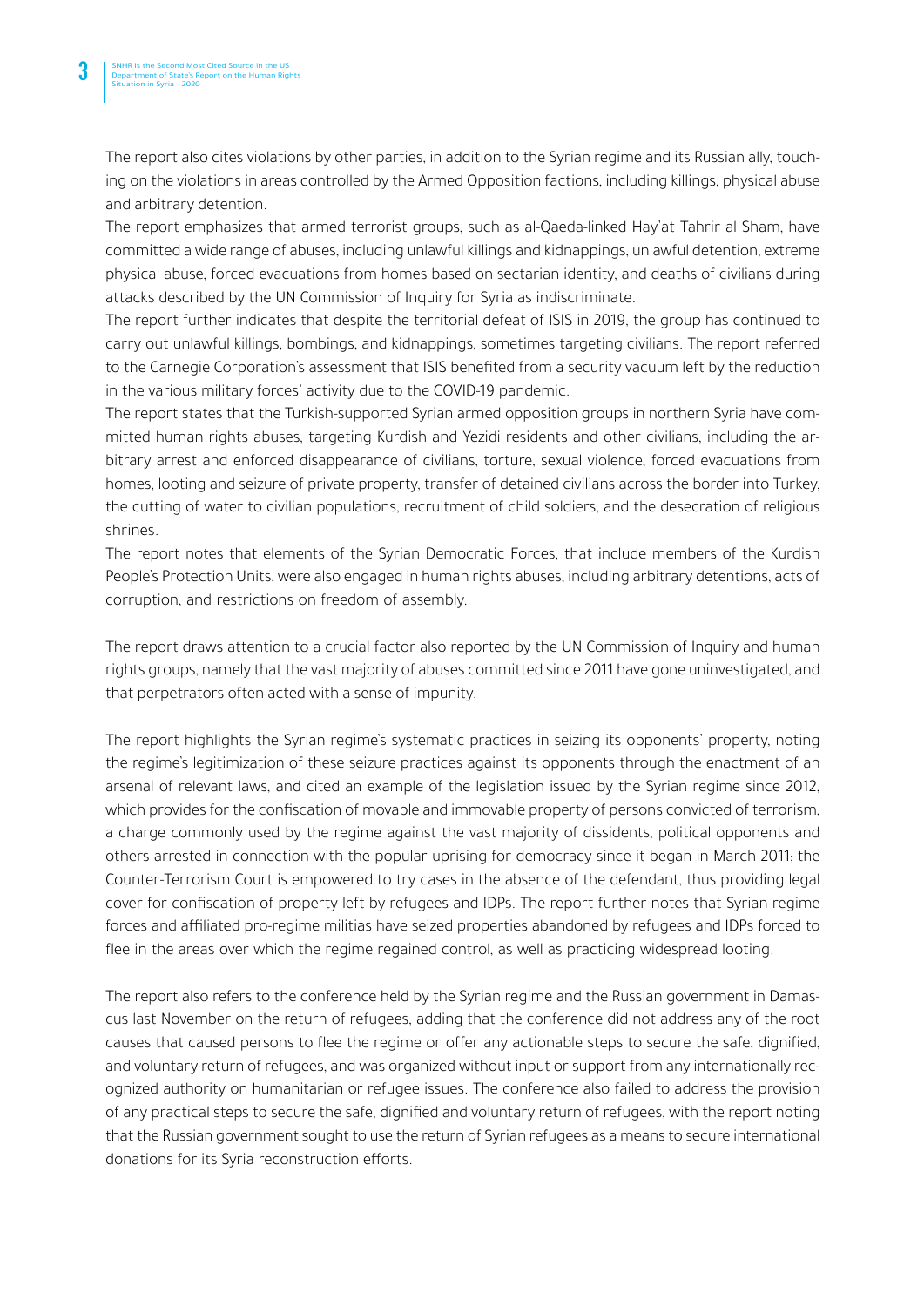The report also cites violations by other parties, in addition to the Syrian regime and its Russian ally, touching on the violations in areas controlled by the Armed Opposition factions, including killings, physical abuse and arbitrary detention.

The report emphasizes that armed terrorist groups, such as al-Qaeda-linked Hay'at Tahrir al Sham, have committed a wide range of abuses, including unlawful killings and kidnappings, unlawful detention, extreme physical abuse, forced evacuations from homes based on sectarian identity, and deaths of civilians during attacks described by the UN Commission of Inquiry for Syria as indiscriminate.

The report further indicates that despite the territorial defeat of ISIS in 2019, the group has continued to carry out unlawful killings, bombings, and kidnappings, sometimes targeting civilians. The report referred to the Carnegie Corporation's assessment that ISIS benefited from a security vacuum left by the reduction in the various military forces' activity due to the COVID-19 pandemic.

The report states that the Turkish-supported Syrian armed opposition groups in northern Syria have committed human rights abuses, targeting Kurdish and Yezidi residents and other civilians, including the arbitrary arrest and enforced disappearance of civilians, torture, sexual violence, forced evacuations from homes, looting and seizure of private property, transfer of detained civilians across the border into Turkey, the cutting of water to civilian populations, recruitment of child soldiers, and the desecration of religious shrines.

The report notes that elements of the Syrian Democratic Forces, that include members of the Kurdish People's Protection Units, were also engaged in human rights abuses, including arbitrary detentions, acts of corruption, and restrictions on freedom of assembly.

The report draws attention to a crucial factor also reported by the UN Commission of Inquiry and human rights groups, namely that the vast majority of abuses committed since 2011 have gone uninvestigated, and that perpetrators often acted with a sense of impunity.

The report highlights the Syrian regime's systematic practices in seizing its opponents' property, noting the regime's legitimization of these seizure practices against its opponents through the enactment of an arsenal of relevant laws, and cited an example of the legislation issued by the Syrian regime since 2012, which provides for the confiscation of movable and immovable property of persons convicted of terrorism, a charge commonly used by the regime against the vast majority of dissidents, political opponents and others arrested in connection with the popular uprising for democracy since it began in March 2011; the Counter-Terrorism Court is empowered to try cases in the absence of the defendant, thus providing legal cover for confiscation of property left by refugees and IDPs. The report further notes that Syrian regime forces and affiliated pro-regime militias have seized properties abandoned by refugees and IDPs forced to flee in the areas over which the regime regained control, as well as practicing widespread looting.

The report also refers to the conference held by the Syrian regime and the Russian government in Damascus last November on the return of refugees, adding that the conference did not address any of the root causes that caused persons to flee the regime or offer any actionable steps to secure the safe, dignified, and voluntary return of refugees, and was organized without input or support from any internationally recognized authority on humanitarian or refugee issues. The conference also failed to address the provision of any practical steps to secure the safe, dignified and voluntary return of refugees, with the report noting that the Russian government sought to use the return of Syrian refugees as a means to secure international donations for its Syria reconstruction efforts.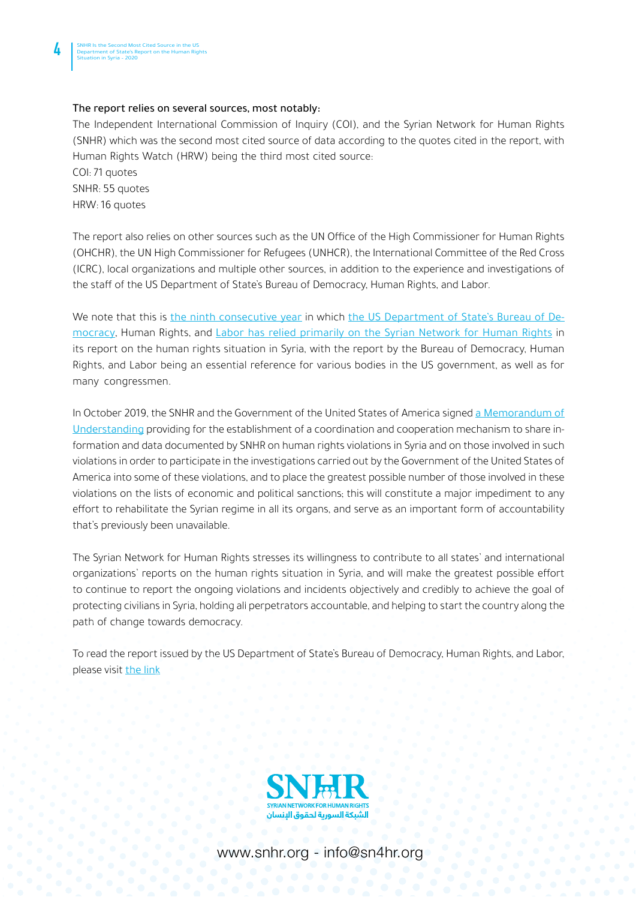**The report relies on several sources, most notably:**

The Independent International Commission of Inquiry (COI), and the Syrian Network for Human Rights (SNHR) which was the second most cited source of data according to the quotes cited in the report, with Human Rights Watch (HRW) being the third most cited source:

COI: 71 quotes
SNHR: 55 quotes
HRW: 16 quotes

The report also relies on other sources such as the UN Office of the High Commissioner for Human Rights (OHCHR), the UN High Commissioner for Refugees (UNHCR), the International Committee of the Red Cross (ICRC), local organizations and multiple other sources, in addition to the experience and investigations of the staff of the US Department of State's Bureau of Democracy, Human Rights, and Labor.

We note that this is the ninth consecutive year in which the US Department of State's Bureau of Democracy, Human Rights, and Labor has relied primarily on the Syrian Network for Human Rights in its report on the human rights situation in Syria, with the report by the Bureau of Democracy, Human Rights, and Labor being an essential reference for various bodies in the US government, as well as for many congressmen.

In October 2019, the SNHR and the Government of the United States of America signed a Memorandum of Understanding providing for the establishment of a coordination and cooperation mechanism to share information and data documented by SNHR on human rights violations in Syria and on those involved in such violations in order to participate in the investigations carried out by the Government of the United States of America into some of these violations, and to place the greatest possible number of those involved in these violations on the lists of economic and political sanctions; this will constitute a major impediment to any effort to rehabilitate the Syrian regime in all its organs, and serve as an important form of accountability that's previously been unavailable.

The Syrian Network for Human Rights stresses its willingness to contribute to all states' and international organizations' reports on the human rights situation in Syria, and will make the greatest possible effort to continue to report the ongoing violations and incidents objectively and credibly to achieve the goal of protecting civilians in Syria, holding all perpetrators accountable, and helping to start the country along the path of change towards democracy.

To read the report issued by the US Department of State's Bureau of Democracy, Human Rights, and Labor, please visit the link

SNHR
SYRIAN NETWORK FOR HUMAN RIGHTS
الشبكة السورية لحقوق الإنسان

www.snhr.org - info@sn4hr.org